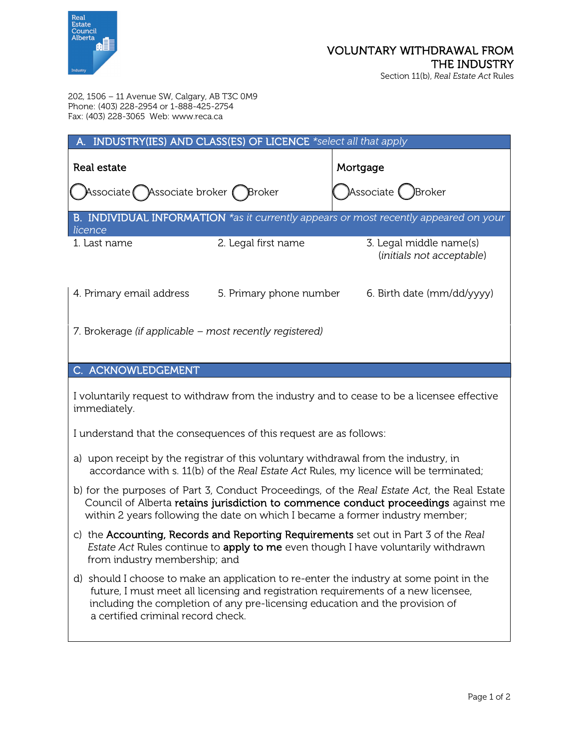Real Estate Council Alberta

Industry

# VOLUNTARY WITHDRAWAL FROM THE INDUSTRY

Section 11(b), *Real Estate Act* Rules

202, 1506 – 11 Avenue SW, Calgary, AB T3C 0M9
Phone: (403) 228-2954 or 1-888-425-2754
Fax: (403) 228-3065 Web: www.reca.ca

## A. INDUSTRY(IES) AND CLASS(ES) OF LICENCE *\*select all that apply*

| Real estate | Mortgage |
|---|---|
| ◯ Associate ◯ Associate broker ◯ Broker | ◯ Associate ◯ Broker |

## B. INDIVIDUAL INFORMATION *\*as it currently appears or most recently appeared on your licence*

| 1. Last name | 2. Legal first name | 3. Legal middle name(s) (*initials not acceptable*) |
|---|---|---|
| | | |
| **4. Primary email address** | **5. Primary phone number** | **6. Birth date (mm/dd/yyyy)** |
| | | |
| **7. Brokerage** *(if applicable – most recently registered)* | | |
| | | |

## C. ACKNOWLEDGEMENT

I voluntarily request to withdraw from the industry and to cease to be a licensee effective immediately.

I understand that the consequences of this request are as follows:

a) upon receipt by the registrar of this voluntary withdrawal from the industry, in accordance with s. 11(b) of the *Real Estate Act* Rules, my licence will be terminated;

b) for the purposes of Part 3, Conduct Proceedings, of the *Real Estate Act*, the Real Estate Council of Alberta **retains jurisdiction to commence conduct proceedings** against me within 2 years following the date on which I became a former industry member;

c) the **Accounting, Records and Reporting Requirements** set out in Part 3 of the *Real Estate Act* Rules continue to **apply to me** even though I have voluntarily withdrawn from industry membership; and

d) should I choose to make an application to re-enter the industry at some point in the future, I must meet all licensing and registration requirements of a new licensee, including the completion of any pre-licensing education and the provision of a certified criminal record check.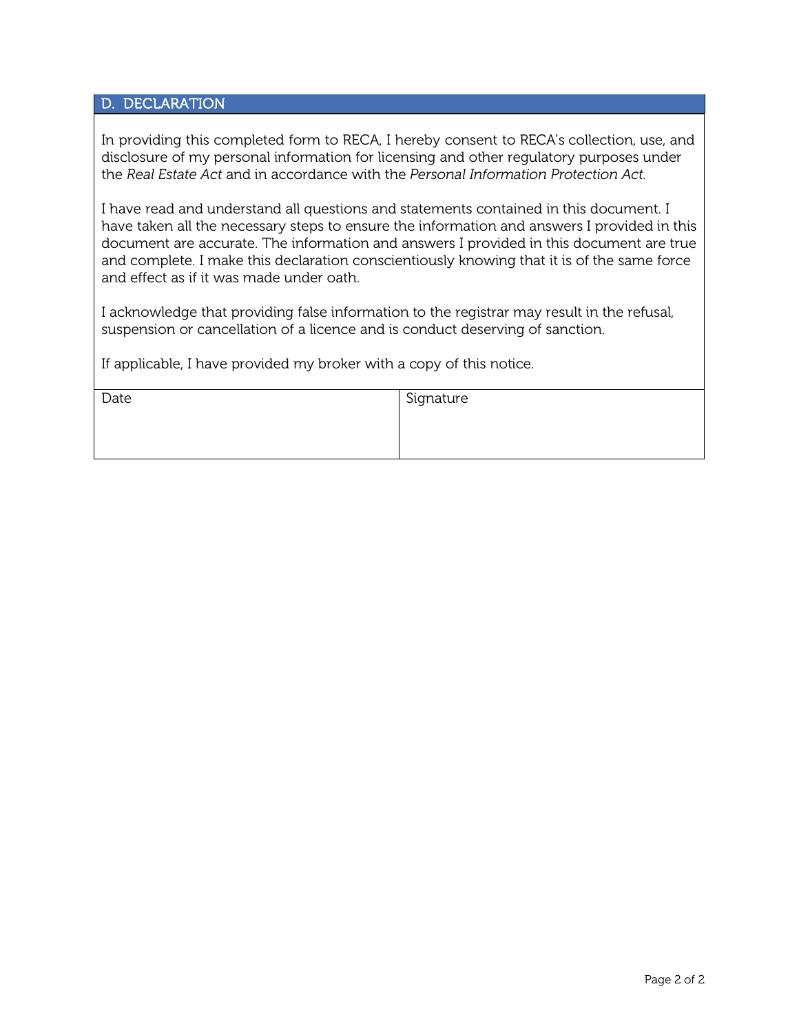## D. DECLARATION

In providing this completed form to RECA, I hereby consent to RECA's collection, use, and disclosure of my personal information for licensing and other regulatory purposes under the *Real Estate Act* and in accordance with the *Personal Information Protection Act.*

I have read and understand all questions and statements contained in this document. I have taken all the necessary steps to ensure the information and answers I provided in this document are accurate. The information and answers I provided in this document are true and complete. I make this declaration conscientiously knowing that it is of the same force and effect as if it was made under oath.

I acknowledge that providing false information to the registrar may result in the refusal, suspension or cancellation of a licence and is conduct deserving of sanction.

If applicable, I have provided my broker with a copy of this notice.

| Date | Signature |
| --- | --- |
| | |